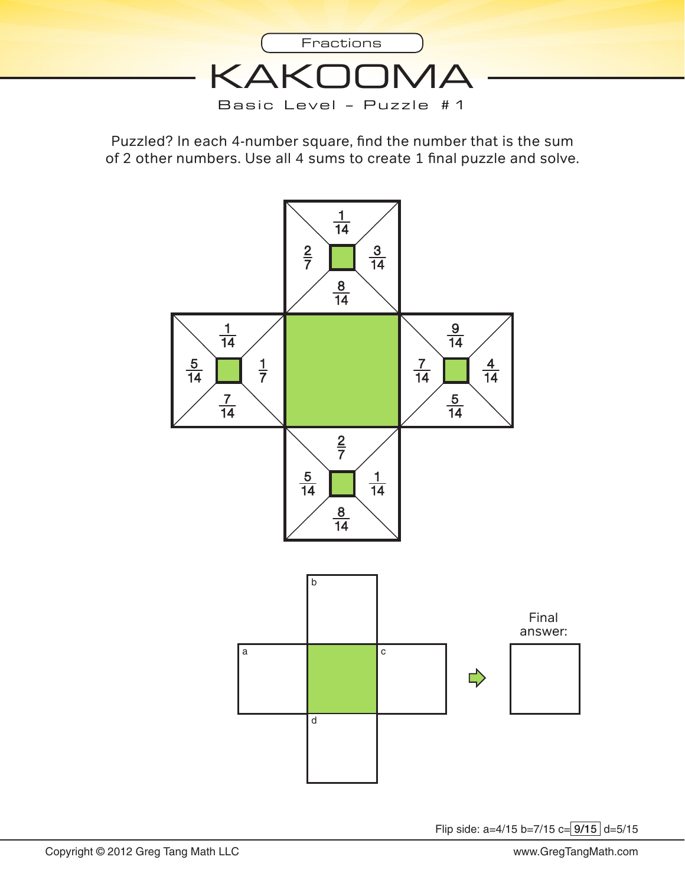Fractions

# KAKOOMA

Basic Level – Puzzle # 1

Puzzled? In each 4-number square, find the number that is the sum of 2 other numbers. Use all 4 sums to create 1 final puzzle and solve.

**Top square:** $\frac{1}{14}$, $\frac{2}{7}$, $\frac{3}{14}$, $\frac{8}{14}$

**Left square:** $\frac{1}{14}$, $\frac{5}{14}$, $\frac{1}{7}$, $\frac{7}{14}$

**Right square:** $\frac{9}{14}$, $\frac{7}{14}$, $\frac{4}{14}$, $\frac{5}{14}$

**Bottom square:** $\frac{2}{7}$, $\frac{5}{14}$, $\frac{1}{14}$, $\frac{8}{14}$

| | b | |
|---|---|---|
| a | | c |
| | d | |

Final answer:

Flip side: a=4/15 b=7/15 c=9/15 d=5/15

Copyright © 2012 Greg Tang Math LLC

www.GregTangMath.com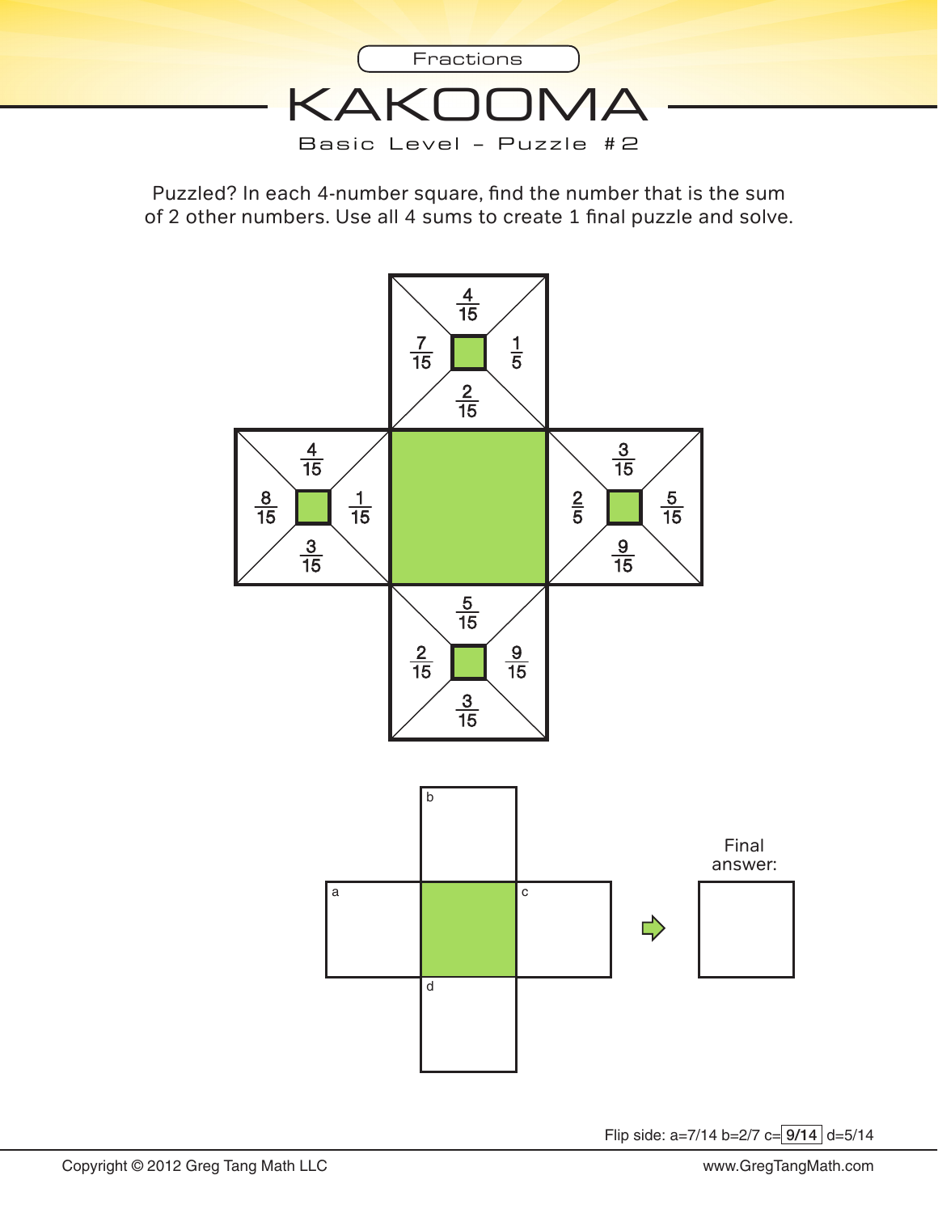Fractions

# KAKOOMA

Basic Level – Puzzle #2

Puzzled? In each 4-number square, find the number that is the sum of 2 other numbers. Use all 4 sums to create 1 final puzzle and solve.

**Top square:** $\frac{4}{15}$, $\frac{7}{15}$, $\frac{1}{5}$, $\frac{2}{15}$

**Left square:** $\frac{4}{15}$, $\frac{8}{15}$, $\frac{1}{15}$, $\frac{3}{15}$

**Right square:** $\frac{3}{15}$, $\frac{2}{5}$, $\frac{5}{15}$, $\frac{9}{15}$

**Bottom square:** $\frac{5}{15}$, $\frac{2}{15}$, $\frac{9}{15}$, $\frac{3}{15}$

b

a

c

d

Final answer:

Flip side: a=7/14 b=2/7 c= 9/14 d=5/14

Copyright © 2012 Greg Tang Math LLC

www.GregTangMath.com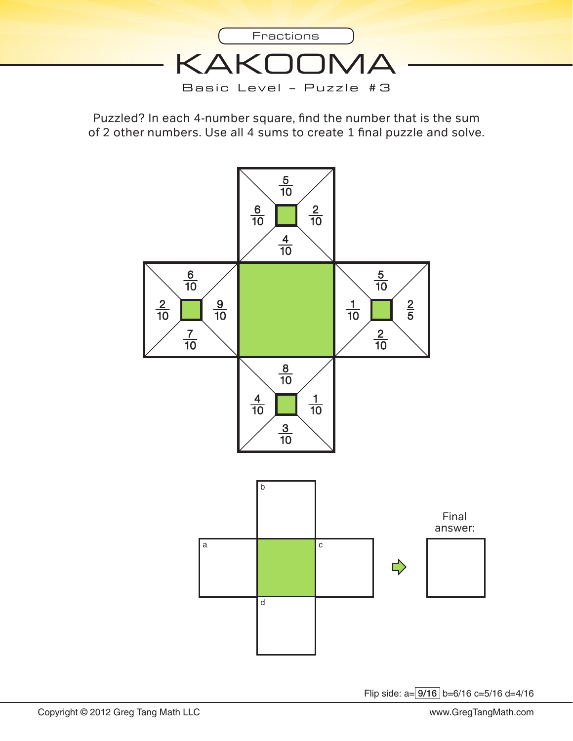Fractions

# KAKOOMA

Basic Level – Puzzle #3

Puzzled? In each 4-number square, find the number that is the sum of 2 other numbers. Use all 4 sums to create 1 final puzzle and solve.

Top square: $\frac{5}{10}$, $\frac{6}{10}$, $\frac{2}{10}$, $\frac{4}{10}$

Left square: $\frac{6}{10}$, $\frac{2}{10}$, $\frac{9}{10}$, $\frac{7}{10}$

Right square: $\frac{5}{10}$, $\frac{1}{10}$, $\frac{2}{5}$, $\frac{2}{10}$

Bottom square: $\frac{8}{10}$, $\frac{4}{10}$, $\frac{1}{10}$, $\frac{3}{10}$

b

a

c

d

Final answer:

Flip side: a= 9/16 b=6/16 c=5/16 d=4/16

Copyright © 2012 Greg Tang Math LLC

www.GregTangMath.com